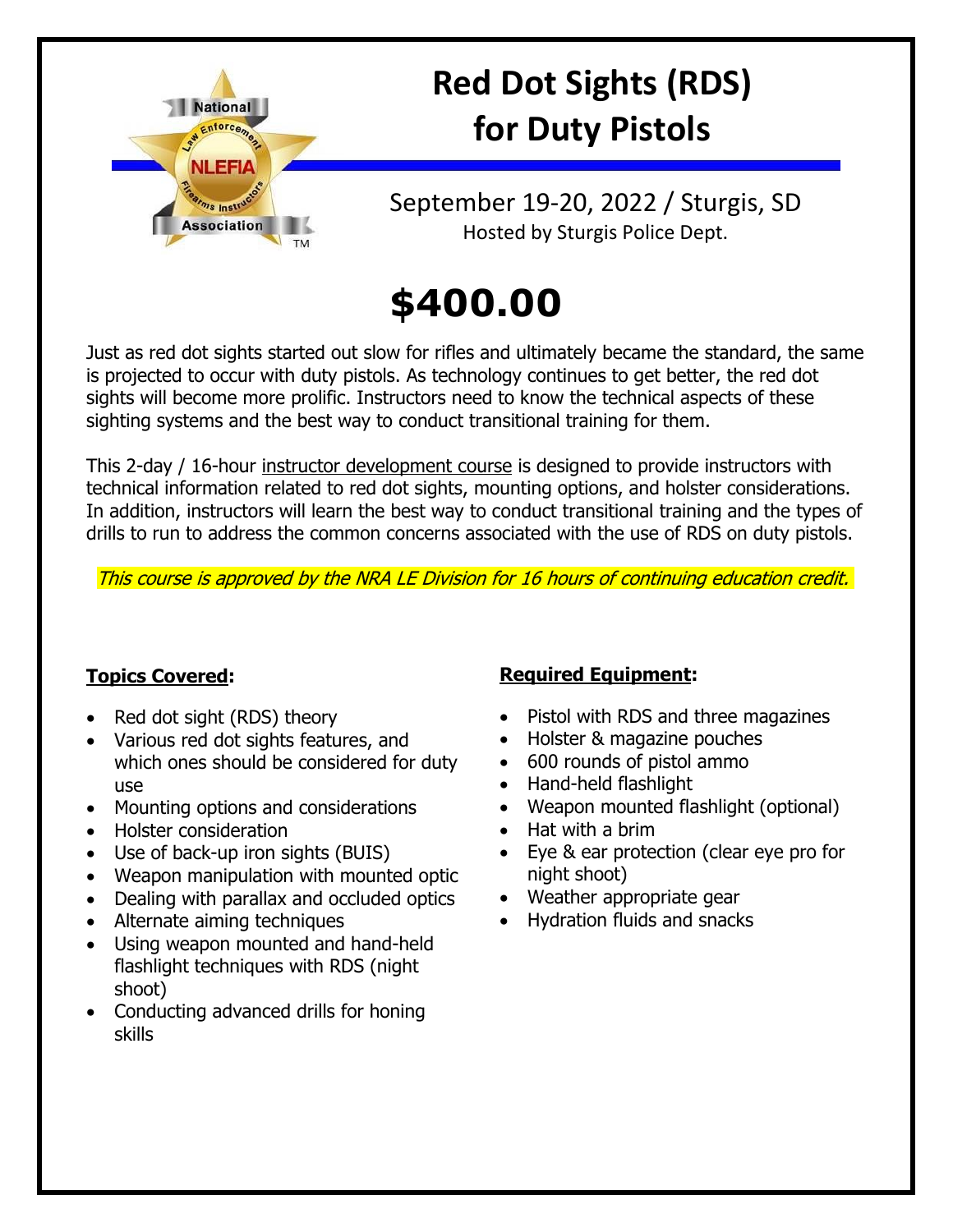National Law Enforcement Firearms Instructors Association
NLEFIA

# Red Dot Sights (RDS) for Duty Pistols

September 19-20, 2022 / Sturgis, SD

Hosted by Sturgis Police Dept.

# $400.00

Just as red dot sights started out slow for rifles and ultimately became the standard, the same is projected to occur with duty pistols. As technology continues to get better, the red dot sights will become more prolific. Instructors need to know the technical aspects of these sighting systems and the best way to conduct transitional training for them.

This 2-day / 16-hour instructor development course is designed to provide instructors with technical information related to red dot sights, mounting options, and holster considerations. In addition, instructors will learn the best way to conduct transitional training and the types of drills to run to address the common concerns associated with the use of RDS on duty pistols.

*This course is approved by the NRA LE Division for 16 hours of continuing education credit.*

**Topics Covered:**

- Red dot sight (RDS) theory
- Various red dot sights features, and which ones should be considered for duty use
- Mounting options and considerations
- Holster consideration
- Use of back-up iron sights (BUIS)
- Weapon manipulation with mounted optic
- Dealing with parallax and occluded optics
- Alternate aiming techniques
- Using weapon mounted and hand-held flashlight techniques with RDS (night shoot)
- Conducting advanced drills for honing skills

**Required Equipment:**

- Pistol with RDS and three magazines
- Holster & magazine pouches
- 600 rounds of pistol ammo
- Hand-held flashlight
- Weapon mounted flashlight (optional)
- Hat with a brim
- Eye & ear protection (clear eye pro for night shoot)
- Weather appropriate gear
- Hydration fluids and snacks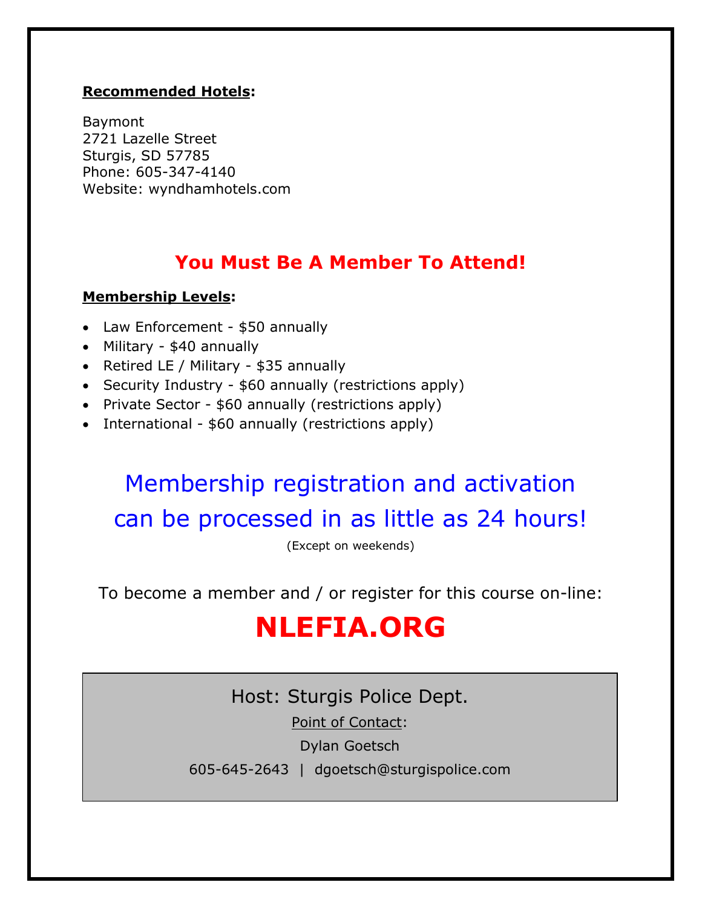**Recommended Hotels:**

Baymont
2721 Lazelle Street
Sturgis, SD 57785
Phone: 605-347-4140
Website: wyndhamhotels.com

## You Must Be A Member To Attend!

**Membership Levels:**

- Law Enforcement - $50 annually
- Military - $40 annually
- Retired LE / Military - $35 annually
- Security Industry - $60 annually (restrictions apply)
- Private Sector - $60 annually (restrictions apply)
- International - $60 annually (restrictions apply)

## Membership registration and activation can be processed in as little as 24 hours!

(Except on weekends)

To become a member and / or register for this course on-line:

# NLEFIA.ORG

Host: Sturgis Police Dept.

Point of Contact:

Dylan Goetsch

605-645-2643 | dgoetsch@sturgispolice.com